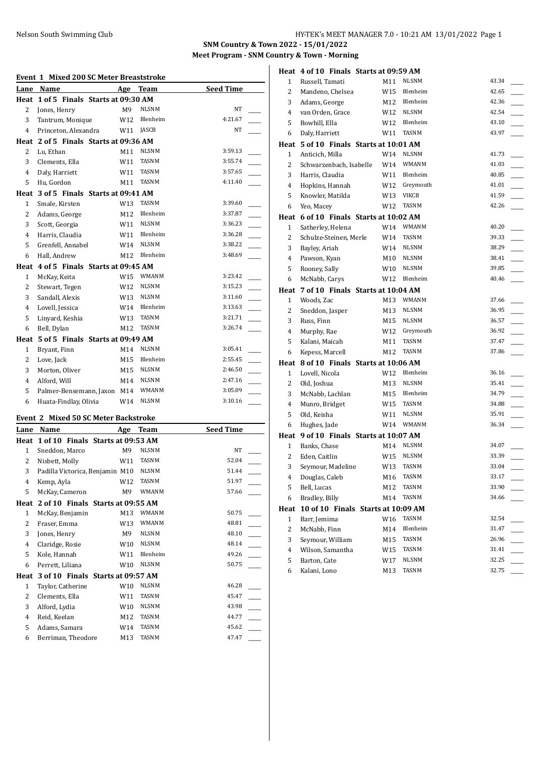**SNM Country & Town 2022 - 15/01/2022**

**Meet Program - SNM Country & Town - Morning**

### Event 1 Mixed 200 SC Meter Breaststroke

| Lane | Name | Age | Team | Seed Time |
|---|---|---|---|---|
| **Heat 1 of 5 Finals Starts at 09:30 AM** | | | | |
| 2 | Jones, Henry | M9 | NLSNM | NT |
| 3 | Tantrum, Monique | W12 | Blenheim | 4:21.67 |
| 4 | Princeton, Alexandra | W11 | JASCB | NT |
| **Heat 2 of 5 Finals Starts at 09:36 AM** | | | | |
| 2 | Lu, Ethan | M11 | NLSNM | 3:59.13 |
| 3 | Clements, Ella | W11 | TASNM | 3:55.74 |
| 4 | Daly, Harriett | W11 | TASNM | 3:57.65 |
| 5 | Hu, Gordon | M11 | TASNM | 4:11.40 |
| **Heat 3 of 5 Finals Starts at 09:41 AM** | | | | |
| 1 | Smale, Kirsten | W13 | TASNM | 3:39.60 |
| 2 | Adams, George | M12 | Blenheim | 3:37.87 |
| 3 | Scott, Georgia | W11 | NLSNM | 3:36.23 |
| 4 | Harris, Claudia | W11 | Blenheim | 3:36.28 |
| 5 | Grenfell, Annabel | W14 | NLSNM | 3:38.22 |
| 6 | Hall, Andrew | M12 | Blenheim | 3:48.69 |
| **Heat 4 of 5 Finals Starts at 09:45 AM** | | | | |
| 1 | McKay, Keita | W15 | WMANM | 3:23.42 |
| 2 | Stewart, Tegen | W12 | NLSNM | 3:15.23 |
| 3 | Sandall, Alexis | W13 | NLSNM | 3:11.60 |
| 4 | Lovell, Jessica | W14 | Blenheim | 3:13.63 |
| 5 | Linyard, Keshia | W13 | TASNM | 3:21.71 |
| 6 | Bell, Dylan | M12 | TASNM | 3:26.74 |
| **Heat 5 of 5 Finals Starts at 09:49 AM** | | | | |
| 1 | Bryant, Finn | M14 | NLSNM | 3:05.41 |
| 2 | Love, Jack | M15 | Blenheim | 2:55.45 |
| 3 | Morton, Oliver | M15 | NLSNM | 2:46.50 |
| 4 | Alford, Will | M14 | NLSNM | 2:47.16 |
| 5 | Palmer-Bensemann, Jaxon | M14 | WMANM | 3:05.09 |
| 6 | Huata-Findlay, Olivia | W14 | NLSNM | 3:10.16 |

### Event 2 Mixed 50 SC Meter Backstroke

| Lane | Name | Age | Team | Seed Time |
|---|---|---|---|---|
| **Heat 1 of 10 Finals Starts at 09:53 AM** | | | | |
| 1 | Sneddon, Marco | M9 | NLSNM | NT |
| 2 | Nisbett, Molly | W11 | TASNM | 52.04 |
| 3 | Padilla Victorica, Benjamin | M10 | NLSNM | 51.44 |
| 4 | Kemp, Ayla | W12 | TASNM | 51.97 |
| 5 | McKay, Cameron | M9 | WMANM | 57.66 |
| **Heat 2 of 10 Finals Starts at 09:55 AM** | | | | |
| 1 | McKay, Benjamin | M13 | WMANM | 50.75 |
| 2 | Fraser, Emma | W13 | WMANM | 48.81 |
| 3 | Jones, Henry | M9 | NLSNM | 48.10 |
| 4 | Claridge, Rosie | W10 | NLSNM | 48.14 |
| 5 | Kole, Hannah | W11 | Blenheim | 49.26 |
| 6 | Perrett, Liliana | W10 | NLSNM | 50.75 |
| **Heat 3 of 10 Finals Starts at 09:57 AM** | | | | |
| 1 | Taylor, Catherine | W10 | NLSNM | 46.28 |
| 2 | Clements, Ella | W11 | TASNM | 45.47 |
| 3 | Alford, Lydia | W10 | NLSNM | 43.98 |
| 4 | Reid, Keelan | M12 | TASNM | 44.77 |
| 5 | Adams, Samara | W14 | TASNM | 45.62 |
| 6 | Berriman, Theodore | M13 | TASNM | 47.47 |
| **Heat 4 of 10 Finals Starts at 09:59 AM** | | | | |
| 1 | Russell, Tamati | M11 | NLSNM | 43.34 |
| 2 | Mandeno, Chelsea | W15 | Blenheim | 42.65 |
| 3 | Adams, George | M12 | Blenheim | 42.36 |
| 4 | van Orden, Grace | W12 | NLSNM | 42.54 |
| 5 | Bowhill, Ella | W12 | Blenheim | 43.10 |
| 6 | Daly, Harriett | W11 | TASNM | 43.97 |
| **Heat 5 of 10 Finals Starts at 10:01 AM** | | | | |
| 1 | Anticich, Milla | W14 | NLSNM | 41.73 |
| 2 | Schwarzenbach, Isabelle | W14 | WMANM | 41.03 |
| 3 | Harris, Claudia | W11 | Blenheim | 40.85 |
| 4 | Hopkins, Hannah | W12 | Greymouth | 41.01 |
| 5 | Knowler, Matilda | W13 | VIKCB | 41.59 |
| 6 | Yeo, Macey | W12 | TASNM | 42.26 |
| **Heat 6 of 10 Finals Starts at 10:02 AM** | | | | |
| 1 | Satherley, Helena | W14 | WMANM | 40.20 |
| 2 | Schulze-Steinen, Merle | W14 | TASNM | 39.33 |
| 3 | Bayley, Ariah | W14 | NLSNM | 38.29 |
| 4 | Pawson, Kyan | M10 | NLSNM | 38.41 |
| 5 | Rooney, Sally | W10 | NLSNM | 39.85 |
| 6 | McNabb, Carys | W12 | Blenheim | 40.46 |
| **Heat 7 of 10 Finals Starts at 10:04 AM** | | | | |
| 1 | Woods, Zac | M13 | WMANM | 37.66 |
| 2 | Sneddon, Jasper | M13 | NLSNM | 36.95 |
| 3 | Russ, Finn | M15 | NLSNM | 36.57 |
| 4 | Murphy, Rae | W12 | Greymouth | 36.92 |
| 5 | Kalani, Maicah | M11 | TASNM | 37.47 |
| 6 | Kepess, Marcell | M12 | TASNM | 37.86 |
| **Heat 8 of 10 Finals Starts at 10:06 AM** | | | | |
| 1 | Lovell, Nicola | W12 | Blenheim | 36.16 |
| 2 | Old, Joshua | M13 | NLSNM | 35.41 |
| 3 | McNabb, Lachlan | M15 | Blenheim | 34.79 |
| 4 | Munro, Bridget | W15 | TASNM | 34.88 |
| 5 | Old, Keisha | W11 | NLSNM | 35.91 |
| 6 | Hughes, Jade | W14 | WMANM | 36.34 |
| **Heat 9 of 10 Finals Starts at 10:07 AM** | | | | |
| 1 | Banks, Chase | M14 | NLSNM | 34.07 |
| 2 | Eden, Caitlin | W15 | NLSNM | 33.39 |
| 3 | Seymour, Madeline | W13 | TASNM | 33.04 |
| 4 | Douglas, Caleb | M16 | TASNM | 33.17 |
| 5 | Bell, Lucas | M12 | TASNM | 33.90 |
| 6 | Bradley, Billy | M14 | TASNM | 34.66 |
| **Heat 10 of 10 Finals Starts at 10:09 AM** | | | | |
| 1 | Barr, Jemima | W16 | TASNM | 32.54 |
| 2 | McNabb, Finn | M14 | Blenheim | 31.47 |
| 3 | Seymour, William | M15 | TASNM | 26.96 |
| 4 | Wilson, Samantha | W15 | TASNM | 31.41 |
| 5 | Barton, Cate | W17 | NLSNM | 32.25 |
| 6 | Kalani, Lono | M13 | TASNM | 32.75 |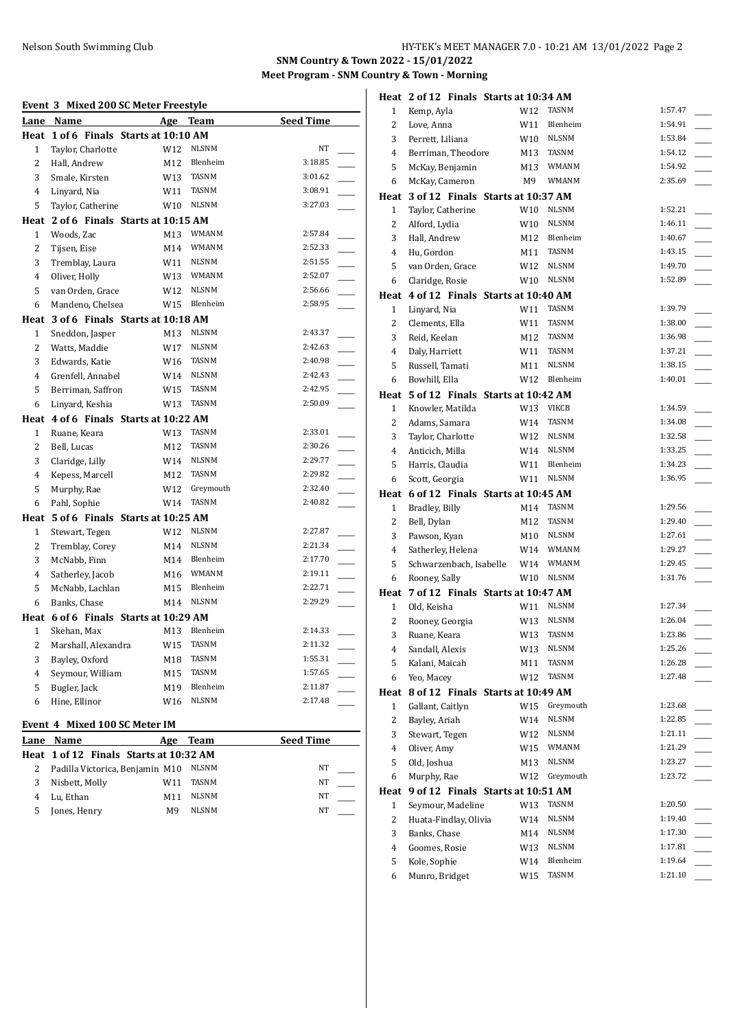# SNM Country & Town 2022 - 15/01/2022

## Meet Program - SNM Country & Town - Morning

### Event 3 Mixed 200 SC Meter Freestyle

| Lane | Name | Age | Team | Seed Time |
|---|---|---|---|---|
| **Heat 1 of 6 Finals Starts at 10:10 AM** | | | | |
| 1 | Taylor, Charlotte | W12 | NLSNM | NT |
| 2 | Hall, Andrew | M12 | Blenheim | 3:18.85 |
| 3 | Smale, Kirsten | W13 | TASNM | 3:01.62 |
| 4 | Linyard, Nia | W11 | TASNM | 3:08.91 |
| 5 | Taylor, Catherine | W10 | NLSNM | 3:27.03 |
| **Heat 2 of 6 Finals Starts at 10:15 AM** | | | | |
| 1 | Woods, Zac | M13 | WMANM | 2:57.84 |
| 2 | Tijsen, Eise | M14 | WMANM | 2:52.33 |
| 3 | Tremblay, Laura | W11 | NLSNM | 2:51.55 |
| 4 | Oliver, Holly | W13 | WMANM | 2:52.07 |
| 5 | van Orden, Grace | W12 | NLSNM | 2:56.66 |
| 6 | Mandeno, Chelsea | W15 | Blenheim | 2:58.95 |
| **Heat 3 of 6 Finals Starts at 10:18 AM** | | | | |
| 1 | Sneddon, Jasper | M13 | NLSNM | 2:43.37 |
| 2 | Watts, Maddie | W17 | NLSNM | 2:42.63 |
| 3 | Edwards, Katie | W16 | TASNM | 2:40.98 |
| 4 | Grenfell, Annabel | W14 | NLSNM | 2:42.43 |
| 5 | Berriman, Saffron | W15 | TASNM | 2:42.95 |
| 6 | Linyard, Keshia | W13 | TASNM | 2:50.09 |
| **Heat 4 of 6 Finals Starts at 10:22 AM** | | | | |
| 1 | Ruane, Keara | W13 | TASNM | 2:33.01 |
| 2 | Bell, Lucas | M12 | TASNM | 2:30.26 |
| 3 | Claridge, Lilly | W14 | NLSNM | 2:29.77 |
| 4 | Kepess, Marcell | M12 | TASNM | 2:29.82 |
| 5 | Murphy, Rae | W12 | Greymouth | 2:32.40 |
| 6 | Pahl, Sophie | W14 | TASNM | 2:40.82 |
| **Heat 5 of 6 Finals Starts at 10:25 AM** | | | | |
| 1 | Stewart, Tegen | W12 | NLSNM | 2:27.87 |
| 2 | Tremblay, Corey | M14 | NLSNM | 2:21.34 |
| 3 | McNabb, Finn | M14 | Blenheim | 2:17.70 |
| 4 | Satherley, Jacob | M16 | WMANM | 2:19.11 |
| 5 | McNabb, Lachlan | M15 | Blenheim | 2:22.71 |
| 6 | Banks, Chase | M14 | NLSNM | 2:29.29 |
| **Heat 6 of 6 Finals Starts at 10:29 AM** | | | | |
| 1 | Skehan, Max | M13 | Blenheim | 2:14.33 |
| 2 | Marshall, Alexandra | W15 | TASNM | 2:11.32 |
| 3 | Bayley, Oxford | M18 | TASNM | 1:55.31 |
| 4 | Seymour, William | M15 | TASNM | 1:57.65 |
| 5 | Bugler, Jack | M19 | Blenheim | 2:11.87 |
| 6 | Hine, Ellinor | W16 | NLSNM | 2:17.48 |

### Event 4 Mixed 100 SC Meter IM

| Lane | Name | Age | Team | Seed Time |
|---|---|---|---|---|
| **Heat 1 of 12 Finals Starts at 10:32 AM** | | | | |
| 2 | Padilla Victorica, Benjamin | M10 | NLSNM | NT |
| 3 | Nisbett, Molly | W11 | TASNM | NT |
| 4 | Lu, Ethan | M11 | NLSNM | NT |
| 5 | Jones, Henry | M9 | NLSNM | NT |
| **Heat 2 of 12 Finals Starts at 10:34 AM** | | | | |
| 1 | Kemp, Ayla | W12 | TASNM | 1:57.47 |
| 2 | Love, Anna | W11 | Blenheim | 1:54.91 |
| 3 | Perrett, Liliana | W10 | NLSNM | 1:53.84 |
| 4 | Berriman, Theodore | M13 | TASNM | 1:54.12 |
| 5 | McKay, Benjamin | M13 | WMANM | 1:54.92 |
| 6 | McKay, Cameron | M9 | WMANM | 2:35.69 |
| **Heat 3 of 12 Finals Starts at 10:37 AM** | | | | |
| 1 | Taylor, Catherine | W10 | NLSNM | 1:52.21 |
| 2 | Alford, Lydia | W10 | NLSNM | 1:46.11 |
| 3 | Hall, Andrew | M12 | Blenheim | 1:40.67 |
| 4 | Hu, Gordon | M11 | TASNM | 1:43.15 |
| 5 | van Orden, Grace | W12 | NLSNM | 1:49.70 |
| 6 | Claridge, Rosie | W10 | NLSNM | 1:52.89 |
| **Heat 4 of 12 Finals Starts at 10:40 AM** | | | | |
| 1 | Linyard, Nia | W11 | TASNM | 1:39.79 |
| 2 | Clements, Ella | W11 | TASNM | 1:38.00 |
| 3 | Reid, Keelan | M12 | TASNM | 1:36.98 |
| 4 | Daly, Harriett | W11 | TASNM | 1:37.21 |
| 5 | Russell, Tamati | M11 | NLSNM | 1:38.15 |
| 6 | Bowhill, Ella | W12 | Blenheim | 1:40.01 |
| **Heat 5 of 12 Finals Starts at 10:42 AM** | | | | |
| 1 | Knowler, Matilda | W13 | VIKCB | 1:34.59 |
| 2 | Adams, Samara | W14 | TASNM | 1:34.08 |
| 3 | Taylor, Charlotte | W12 | NLSNM | 1:32.58 |
| 4 | Anticich, Milla | W14 | NLSNM | 1:33.25 |
| 5 | Harris, Claudia | W11 | Blenheim | 1:34.23 |
| 6 | Scott, Georgia | W11 | NLSNM | 1:36.95 |
| **Heat 6 of 12 Finals Starts at 10:45 AM** | | | | |
| 1 | Bradley, Billy | M14 | TASNM | 1:29.56 |
| 2 | Bell, Dylan | M12 | TASNM | 1:29.40 |
| 3 | Pawson, Kyan | M10 | NLSNM | 1:27.61 |
| 4 | Satherley, Helena | W14 | WMANM | 1:29.27 |
| 5 | Schwarzenbach, Isabelle | W14 | WMANM | 1:29.45 |
| 6 | Rooney, Sally | W10 | NLSNM | 1:31.76 |
| **Heat 7 of 12 Finals Starts at 10:47 AM** | | | | |
| 1 | Old, Keisha | W11 | NLSNM | 1:27.34 |
| 2 | Rooney, Georgia | W13 | NLSNM | 1:26.04 |
| 3 | Ruane, Keara | W13 | TASNM | 1:23.86 |
| 4 | Sandall, Alexis | W13 | NLSNM | 1:25.26 |
| 5 | Kalani, Maicah | M11 | TASNM | 1:26.28 |
| 6 | Yeo, Macey | W12 | TASNM | 1:27.48 |
| **Heat 8 of 12 Finals Starts at 10:49 AM** | | | | |
| 1 | Gallant, Caitlyn | W15 | Greymouth | 1:23.68 |
| 2 | Bayley, Ariah | W14 | NLSNM | 1:22.85 |
| 3 | Stewart, Tegen | W12 | NLSNM | 1:21.11 |
| 4 | Oliver, Amy | W15 | WMANM | 1:21.29 |
| 5 | Old, Joshua | M13 | NLSNM | 1:23.27 |
| 6 | Murphy, Rae | W12 | Greymouth | 1:23.72 |
| **Heat 9 of 12 Finals Starts at 10:51 AM** | | | | |
| 1 | Seymour, Madeline | W13 | TASNM | 1:20.50 |
| 2 | Huata-Findlay, Olivia | W14 | NLSNM | 1:19.40 |
| 3 | Banks, Chase | M14 | NLSNM | 1:17.30 |
| 4 | Goomes, Rosie | W13 | NLSNM | 1:17.81 |
| 5 | Kole, Sophie | W14 | Blenheim | 1:19.64 |
| 6 | Munro, Bridget | W15 | TASNM | 1:21.10 |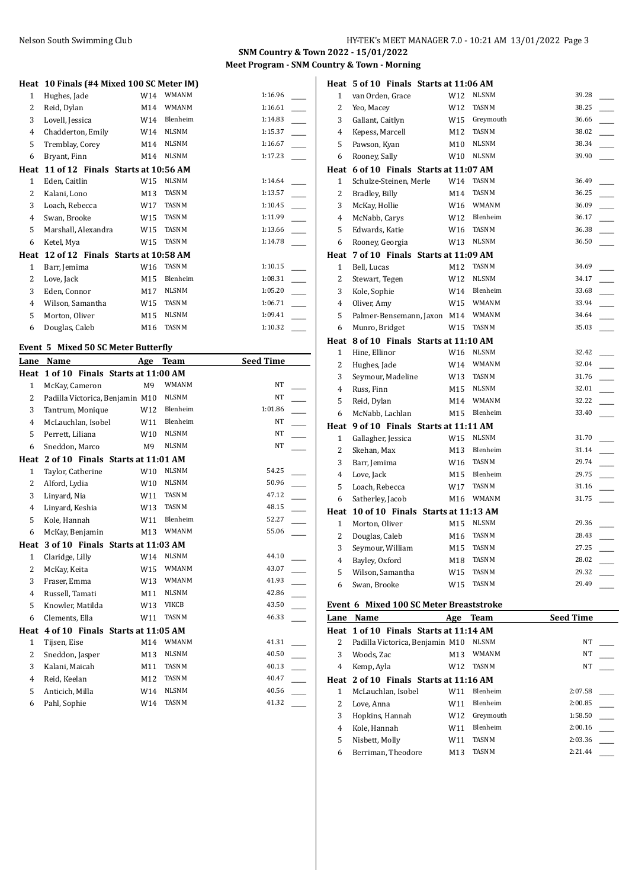**SNM Country & Town 2022 - 15/01/2022**

**Meet Program - SNM Country & Town - Morning**

**Heat 10 Finals (#4 Mixed 100 SC Meter IM)**

| Lane | Name | Age | Team | Seed Time |
|---|---|---|---|---|
| 1 | Hughes, Jade | W14 | WMANM | 1:16.96 |
| 2 | Reid, Dylan | M14 | WMANM | 1:16.61 |
| 3 | Lovell, Jessica | W14 | Blenheim | 1:14.83 |
| 4 | Chadderton, Emily | W14 | NLSNM | 1:15.37 |
| 5 | Tremblay, Corey | M14 | NLSNM | 1:16.67 |
| 6 | Bryant, Finn | M14 | NLSNM | 1:17.23 |
| **Heat 11 of 12 Finals Starts at 10:56 AM** | | | | |
| 1 | Eden, Caitlin | W15 | NLSNM | 1:14.64 |
| 2 | Kalani, Lono | M13 | TASNM | 1:13.57 |
| 3 | Loach, Rebecca | W17 | TASNM | 1:10.45 |
| 4 | Swan, Brooke | W15 | TASNM | 1:11.99 |
| 5 | Marshall, Alexandra | W15 | TASNM | 1:13.66 |
| 6 | Ketel, Mya | W15 | TASNM | 1:14.78 |
| **Heat 12 of 12 Finals Starts at 10:58 AM** | | | | |
| 1 | Barr, Jemima | W16 | TASNM | 1:10.15 |
| 2 | Love, Jack | M15 | Blenheim | 1:08.31 |
| 3 | Eden, Connor | M17 | NLSNM | 1:05.20 |
| 4 | Wilson, Samantha | W15 | TASNM | 1:06.71 |
| 5 | Morton, Oliver | M15 | NLSNM | 1:09.41 |
| 6 | Douglas, Caleb | M16 | TASNM | 1:10.32 |

## Event 5 Mixed 50 SC Meter Butterfly

| Lane | Name | Age | Team | Seed Time |
|---|---|---|---|---|
| **Heat 1 of 10 Finals Starts at 11:00 AM** | | | | |
| 1 | McKay, Cameron | M9 | WMANM | NT |
| 2 | Padilla Victorica, Benjamin | M10 | NLSNM | NT |
| 3 | Tantrum, Monique | W12 | Blenheim | 1:01.86 |
| 4 | McLauchlan, Isobel | W11 | Blenheim | NT |
| 5 | Perrett, Liliana | W10 | NLSNM | NT |
| 6 | Sneddon, Marco | M9 | NLSNM | NT |
| **Heat 2 of 10 Finals Starts at 11:01 AM** | | | | |
| 1 | Taylor, Catherine | W10 | NLSNM | 54.25 |
| 2 | Alford, Lydia | W10 | NLSNM | 50.96 |
| 3 | Linyard, Nia | W11 | TASNM | 47.12 |
| 4 | Linyard, Keshia | W13 | TASNM | 48.15 |
| 5 | Kole, Hannah | W11 | Blenheim | 52.27 |
| 6 | McKay, Benjamin | M13 | WMANM | 55.06 |
| **Heat 3 of 10 Finals Starts at 11:03 AM** | | | | |
| 1 | Claridge, Lilly | W14 | NLSNM | 44.10 |
| 2 | McKay, Keita | W15 | WMANM | 43.07 |
| 3 | Fraser, Emma | W13 | WMANM | 41.93 |
| 4 | Russell, Tamati | M11 | NLSNM | 42.86 |
| 5 | Knowler, Matilda | W13 | VIKCB | 43.50 |
| 6 | Clements, Ella | W11 | TASNM | 46.33 |
| **Heat 4 of 10 Finals Starts at 11:05 AM** | | | | |
| 1 | Tijsen, Eise | M14 | WMANM | 41.31 |
| 2 | Sneddon, Jasper | M13 | NLSNM | 40.50 |
| 3 | Kalani, Maicah | M11 | TASNM | 40.13 |
| 4 | Reid, Keelan | M12 | TASNM | 40.47 |
| 5 | Anticich, Milla | W14 | NLSNM | 40.56 |
| 6 | Pahl, Sophie | W14 | TASNM | 41.32 |
| **Heat 5 of 10 Finals Starts at 11:06 AM** | | | | |
| 1 | van Orden, Grace | W12 | NLSNM | 39.28 |
| 2 | Yeo, Macey | W12 | TASNM | 38.25 |
| 3 | Gallant, Caitlyn | W15 | Greymouth | 36.66 |
| 4 | Kepess, Marcell | M12 | TASNM | 38.02 |
| 5 | Pawson, Kyan | M10 | NLSNM | 38.34 |
| 6 | Rooney, Sally | W10 | NLSNM | 39.90 |
| **Heat 6 of 10 Finals Starts at 11:07 AM** | | | | |
| 1 | Schulze-Steinen, Merle | W14 | TASNM | 36.49 |
| 2 | Bradley, Billy | M14 | TASNM | 36.25 |
| 3 | McKay, Hollie | W16 | WMANM | 36.09 |
| 4 | McNabb, Carys | W12 | Blenheim | 36.17 |
| 5 | Edwards, Katie | W16 | TASNM | 36.38 |
| 6 | Rooney, Georgia | W13 | NLSNM | 36.50 |
| **Heat 7 of 10 Finals Starts at 11:09 AM** | | | | |
| 1 | Bell, Lucas | M12 | TASNM | 34.69 |
| 2 | Stewart, Tegen | W12 | NLSNM | 34.17 |
| 3 | Kole, Sophie | W14 | Blenheim | 33.68 |
| 4 | Oliver, Amy | W15 | WMANM | 33.94 |
| 5 | Palmer-Bensemann, Jaxon | M14 | WMANM | 34.64 |
| 6 | Munro, Bridget | W15 | TASNM | 35.03 |
| **Heat 8 of 10 Finals Starts at 11:10 AM** | | | | |
| 1 | Hine, Ellinor | W16 | NLSNM | 32.42 |
| 2 | Hughes, Jade | W14 | WMANM | 32.04 |
| 3 | Seymour, Madeline | W13 | TASNM | 31.76 |
| 4 | Russ, Finn | M15 | NLSNM | 32.01 |
| 5 | Reid, Dylan | M14 | WMANM | 32.22 |
| 6 | McNabb, Lachlan | M15 | Blenheim | 33.40 |
| **Heat 9 of 10 Finals Starts at 11:11 AM** | | | | |
| 1 | Gallagher, Jessica | W15 | NLSNM | 31.70 |
| 2 | Skehan, Max | M13 | Blenheim | 31.14 |
| 3 | Barr, Jemima | W16 | TASNM | 29.74 |
| 4 | Love, Jack | M15 | Blenheim | 29.75 |
| 5 | Loach, Rebecca | W17 | TASNM | 31.16 |
| 6 | Satherley, Jacob | M16 | WMANM | 31.75 |
| **Heat 10 of 10 Finals Starts at 11:13 AM** | | | | |
| 1 | Morton, Oliver | M15 | NLSNM | 29.36 |
| 2 | Douglas, Caleb | M16 | TASNM | 28.43 |
| 3 | Seymour, William | M15 | TASNM | 27.25 |
| 4 | Bayley, Oxford | M18 | TASNM | 28.02 |
| 5 | Wilson, Samantha | W15 | TASNM | 29.32 |
| 6 | Swan, Brooke | W15 | TASNM | 29.49 |

## Event 6 Mixed 100 SC Meter Breaststroke

| Lane | Name | Age | Team | Seed Time |
|---|---|---|---|---|
| **Heat 1 of 10 Finals Starts at 11:14 AM** | | | | |
| 2 | Padilla Victorica, Benjamin | M10 | NLSNM | NT |
| 3 | Woods, Zac | M13 | WMANM | NT |
| 4 | Kemp, Ayla | W12 | TASNM | NT |
| **Heat 2 of 10 Finals Starts at 11:16 AM** | | | | |
| 1 | McLauchlan, Isobel | W11 | Blenheim | 2:07.58 |
| 2 | Love, Anna | W11 | Blenheim | 2:00.85 |
| 3 | Hopkins, Hannah | W12 | Greymouth | 1:58.50 |
| 4 | Kole, Hannah | W11 | Blenheim | 2:00.16 |
| 5 | Nisbett, Molly | W11 | TASNM | 2:03.36 |
| 6 | Berriman, Theodore | M13 | TASNM | 2:21.44 |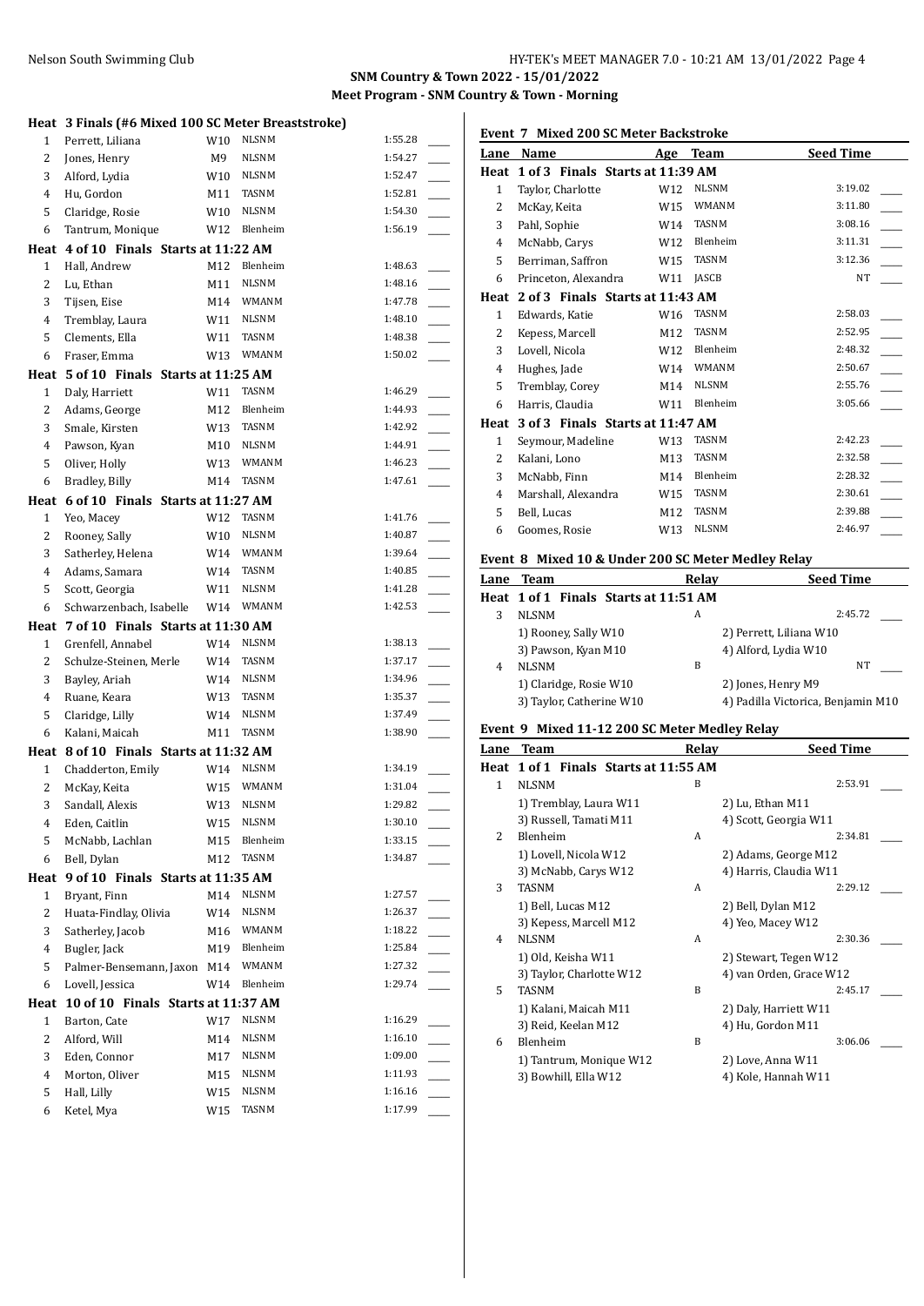**SNM Country & Town 2022 - 15/01/2022**
**Meet Program - SNM Country & Town - Morning**

**Heat 3 Finals (#6 Mixed 100 SC Meter Breaststroke)**

| Lane | Name | Age | Team | Seed Time |
|---|---|---|---|---|
| 1 | Perrett, Liliana | W10 | NLSNM | 1:55.28 |
| 2 | Jones, Henry | M9 | NLSNM | 1:54.27 |
| 3 | Alford, Lydia | W10 | NLSNM | 1:52.47 |
| 4 | Hu, Gordon | M11 | TASNM | 1:52.81 |
| 5 | Claridge, Rosie | W10 | NLSNM | 1:54.30 |
| 6 | Tantrum, Monique | W12 | Blenheim | 1:56.19 |

**Heat 4 of 10 Finals Starts at 11:22 AM**

| Lane | Name | Age | Team | Seed Time |
|---|---|---|---|---|
| 1 | Hall, Andrew | M12 | Blenheim | 1:48.63 |
| 2 | Lu, Ethan | M11 | NLSNM | 1:48.16 |
| 3 | Tijsen, Eise | M14 | WMANM | 1:47.78 |
| 4 | Tremblay, Laura | W11 | NLSNM | 1:48.10 |
| 5 | Clements, Ella | W11 | TASNM | 1:48.38 |
| 6 | Fraser, Emma | W13 | WMANM | 1:50.02 |

**Heat 5 of 10 Finals Starts at 11:25 AM**

| Lane | Name | Age | Team | Seed Time |
|---|---|---|---|---|
| 1 | Daly, Harriett | W11 | TASNM | 1:46.29 |
| 2 | Adams, George | M12 | Blenheim | 1:44.93 |
| 3 | Smale, Kirsten | W13 | TASNM | 1:42.92 |
| 4 | Pawson, Kyan | M10 | NLSNM | 1:44.91 |
| 5 | Oliver, Holly | W13 | WMANM | 1:46.23 |
| 6 | Bradley, Billy | M14 | TASNM | 1:47.61 |

**Heat 6 of 10 Finals Starts at 11:27 AM**

| Lane | Name | Age | Team | Seed Time |
|---|---|---|---|---|
| 1 | Yeo, Macey | W12 | TASNM | 1:41.76 |
| 2 | Rooney, Sally | W10 | NLSNM | 1:40.87 |
| 3 | Satherley, Helena | W14 | WMANM | 1:39.64 |
| 4 | Adams, Samara | W14 | TASNM | 1:40.85 |
| 5 | Scott, Georgia | W11 | NLSNM | 1:41.28 |
| 6 | Schwarzenbach, Isabelle | W14 | WMANM | 1:42.53 |

**Heat 7 of 10 Finals Starts at 11:30 AM**

| Lane | Name | Age | Team | Seed Time |
|---|---|---|---|---|
| 1 | Grenfell, Annabel | W14 | NLSNM | 1:38.13 |
| 2 | Schulze-Steinen, Merle | W14 | TASNM | 1:37.17 |
| 3 | Bayley, Ariah | W14 | NLSNM | 1:34.96 |
| 4 | Ruane, Keara | W13 | TASNM | 1:35.37 |
| 5 | Claridge, Lilly | W14 | NLSNM | 1:37.49 |
| 6 | Kalani, Maicah | M11 | TASNM | 1:38.90 |

**Heat 8 of 10 Finals Starts at 11:32 AM**

| Lane | Name | Age | Team | Seed Time |
|---|---|---|---|---|
| 1 | Chadderton, Emily | W14 | NLSNM | 1:34.19 |
| 2 | McKay, Keita | W15 | WMANM | 1:31.04 |
| 3 | Sandall, Alexis | W13 | NLSNM | 1:29.82 |
| 4 | Eden, Caitlin | W15 | NLSNM | 1:30.10 |
| 5 | McNabb, Lachlan | M15 | Blenheim | 1:33.15 |
| 6 | Bell, Dylan | M12 | TASNM | 1:34.87 |

**Heat 9 of 10 Finals Starts at 11:35 AM**

| Lane | Name | Age | Team | Seed Time |
|---|---|---|---|---|
| 1 | Bryant, Finn | M14 | NLSNM | 1:27.57 |
| 2 | Huata-Findlay, Olivia | W14 | NLSNM | 1:26.37 |
| 3 | Satherley, Jacob | M16 | WMANM | 1:18.22 |
| 4 | Bugler, Jack | M19 | Blenheim | 1:25.84 |
| 5 | Palmer-Bensemann, Jaxon | M14 | WMANM | 1:27.32 |
| 6 | Lovell, Jessica | W14 | Blenheim | 1:29.74 |

**Heat 10 of 10 Finals Starts at 11:37 AM**

| Lane | Name | Age | Team | Seed Time |
|---|---|---|---|---|
| 1 | Barton, Cate | W17 | NLSNM | 1:16.29 |
| 2 | Alford, Will | M14 | NLSNM | 1:16.10 |
| 3 | Eden, Connor | M17 | NLSNM | 1:09.00 |
| 4 | Morton, Oliver | M15 | NLSNM | 1:11.93 |
| 5 | Hall, Lilly | W15 | NLSNM | 1:16.16 |
| 6 | Ketel, Mya | W15 | TASNM | 1:17.99 |

## Event 7 Mixed 200 SC Meter Backstroke

**Heat 1 of 3 Finals Starts at 11:39 AM**

| Lane | Name | Age | Team | Seed Time |
|---|---|---|---|---|
| 1 | Taylor, Charlotte | W12 | NLSNM | 3:19.02 |
| 2 | McKay, Keita | W15 | WMANM | 3:11.80 |
| 3 | Pahl, Sophie | W14 | TASNM | 3:08.16 |
| 4 | McNabb, Carys | W12 | Blenheim | 3:11.31 |
| 5 | Berriman, Saffron | W15 | TASNM | 3:12.36 |
| 6 | Princeton, Alexandra | W11 | JASCB | NT |

**Heat 2 of 3 Finals Starts at 11:43 AM**

| Lane | Name | Age | Team | Seed Time |
|---|---|---|---|---|
| 1 | Edwards, Katie | W16 | TASNM | 2:58.03 |
| 2 | Kepess, Marcell | M12 | TASNM | 2:52.95 |
| 3 | Lovell, Nicola | W12 | Blenheim | 2:48.32 |
| 4 | Hughes, Jade | W14 | WMANM | 2:50.67 |
| 5 | Tremblay, Corey | M14 | NLSNM | 2:55.76 |
| 6 | Harris, Claudia | W11 | Blenheim | 3:05.66 |

**Heat 3 of 3 Finals Starts at 11:47 AM**

| Lane | Name | Age | Team | Seed Time |
|---|---|---|---|---|
| 1 | Seymour, Madeline | W13 | TASNM | 2:42.23 |
| 2 | Kalani, Lono | M13 | TASNM | 2:32.58 |
| 3 | McNabb, Finn | M14 | Blenheim | 2:28.32 |
| 4 | Marshall, Alexandra | W15 | TASNM | 2:30.61 |
| 5 | Bell, Lucas | M12 | TASNM | 2:39.88 |
| 6 | Goomes, Rosie | W13 | NLSNM | 2:46.97 |

## Event 8 Mixed 10 & Under 200 SC Meter Medley Relay

**Heat 1 of 1 Finals Starts at 11:51 AM**

| Lane | Team | Relay | Seed Time |
|---|---|---|---|
| 3 | NLSNM | A | 2:45.72 |
| | 1) Rooney, Sally W10 | 2) Perrett, Liliana W10 | |
| | 3) Pawson, Kyan M10 | 4) Alford, Lydia W10 | |
| 4 | NLSNM | B | NT |
| | 1) Claridge, Rosie W10 | 2) Jones, Henry M9 | |
| | 3) Taylor, Catherine W10 | 4) Padilla Victorica, Benjamin M10 | |

## Event 9 Mixed 11-12 200 SC Meter Medley Relay

**Heat 1 of 1 Finals Starts at 11:55 AM**

| Lane | Team | Relay | Seed Time |
|---|---|---|---|
| 1 | NLSNM | B | 2:53.91 |
| | 1) Tremblay, Laura W11 | 2) Lu, Ethan M11 | |
| | 3) Russell, Tamati M11 | 4) Scott, Georgia W11 | |
| 2 | Blenheim | A | 2:34.81 |
| | 1) Lovell, Nicola W12 | 2) Adams, George M12 | |
| | 3) McNabb, Carys W12 | 4) Harris, Claudia W11 | |
| 3 | TASNM | A | 2:29.12 |
| | 1) Bell, Lucas M12 | 2) Bell, Dylan M12 | |
| | 3) Kepess, Marcell M12 | 4) Yeo, Macey W12 | |
| 4 | NLSNM | A | 2:30.36 |
| | 1) Old, Keisha W11 | 2) Stewart, Tegen W12 | |
| | 3) Taylor, Charlotte W12 | 4) van Orden, Grace W12 | |
| 5 | TASNM | B | 2:45.17 |
| | 1) Kalani, Maicah M11 | 2) Daly, Harriett W11 | |
| | 3) Reid, Keelan M12 | 4) Hu, Gordon M11 | |
| 6 | Blenheim | B | 3:06.06 |
| | 1) Tantrum, Monique W12 | 2) Love, Anna W11 | |
| | 3) Bowhill, Ella W12 | 4) Kole, Hannah W11 | |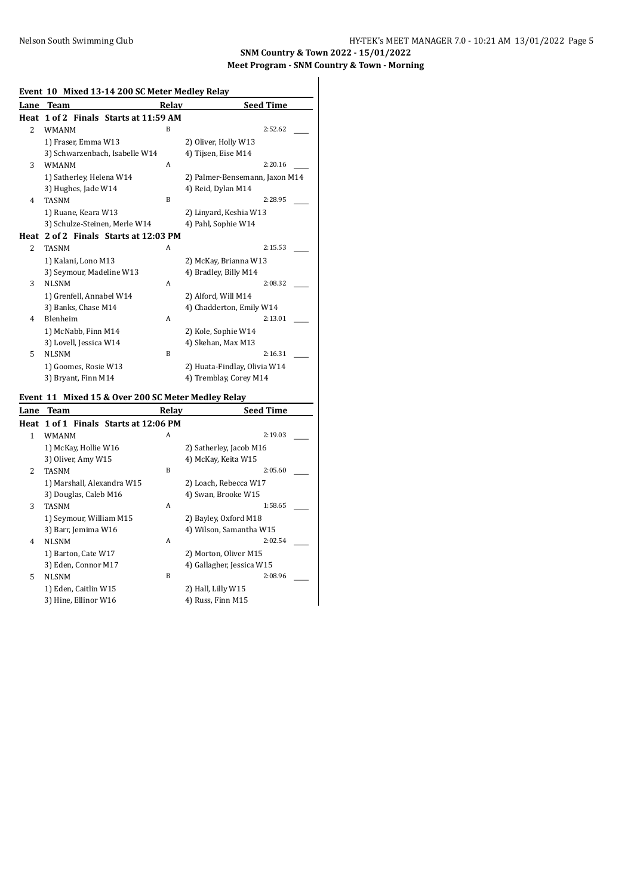**SNM Country & Town 2022 - 15/01/2022**

**Meet Program - SNM Country & Town - Morning**

### Event 10 Mixed 13-14 200 SC Meter Medley Relay

| Lane | Team | Relay | Seed Time |
|---|---|---|---|
| **Heat 1 of 2 Finals Starts at 11:59 AM** | | | |
| 2 | WMANM | B | 2:52.62 ____ |
| | 1) Fraser, Emma W13 | | 2) Oliver, Holly W13 |
| | 3) Schwarzenbach, Isabelle W14 | | 4) Tijsen, Eise M14 |
| 3 | WMANM | A | 2:20.16 ____ |
| | 1) Satherley, Helena W14 | | 2) Palmer-Bensemann, Jaxon M14 |
| | 3) Hughes, Jade W14 | | 4) Reid, Dylan M14 |
| 4 | TASNM | B | 2:28.95 ____ |
| | 1) Ruane, Keara W13 | | 2) Linyard, Keshia W13 |
| | 3) Schulze-Steinen, Merle W14 | | 4) Pahl, Sophie W14 |
| **Heat 2 of 2 Finals Starts at 12:03 PM** | | | |
| 2 | TASNM | A | 2:15.53 ____ |
| | 1) Kalani, Lono M13 | | 2) McKay, Brianna W13 |
| | 3) Seymour, Madeline W13 | | 4) Bradley, Billy M14 |
| 3 | NLSNM | A | 2:08.32 ____ |
| | 1) Grenfell, Annabel W14 | | 2) Alford, Will M14 |
| | 3) Banks, Chase M14 | | 4) Chadderton, Emily W14 |
| 4 | Blenheim | A | 2:13.01 ____ |
| | 1) McNabb, Finn M14 | | 2) Kole, Sophie W14 |
| | 3) Lovell, Jessica W14 | | 4) Skehan, Max M13 |
| 5 | NLSNM | B | 2:16.31 ____ |
| | 1) Goomes, Rosie W13 | | 2) Huata-Findlay, Olivia W14 |
| | 3) Bryant, Finn M14 | | 4) Tremblay, Corey M14 |

### Event 11 Mixed 15 & Over 200 SC Meter Medley Relay

| Lane | Team | Relay | Seed Time |
|---|---|---|---|
| **Heat 1 of 1 Finals Starts at 12:06 PM** | | | |
| 1 | WMANM | A | 2:19.03 ____ |
| | 1) McKay, Hollie W16 | | 2) Satherley, Jacob M16 |
| | 3) Oliver, Amy W15 | | 4) McKay, Keita W15 |
| 2 | TASNM | B | 2:05.60 ____ |
| | 1) Marshall, Alexandra W15 | | 2) Loach, Rebecca W17 |
| | 3) Douglas, Caleb M16 | | 4) Swan, Brooke W15 |
| 3 | TASNM | A | 1:58.65 ____ |
| | 1) Seymour, William M15 | | 2) Bayley, Oxford M18 |
| | 3) Barr, Jemima W16 | | 4) Wilson, Samantha W15 |
| 4 | NLSNM | A | 2:02.54 ____ |
| | 1) Barton, Cate W17 | | 2) Morton, Oliver M15 |
| | 3) Eden, Connor M17 | | 4) Gallagher, Jessica W15 |
| 5 | NLSNM | B | 2:08.96 ____ |
| | 1) Eden, Caitlin W15 | | 2) Hall, Lilly W15 |
| | 3) Hine, Ellinor W16 | | 4) Russ, Finn M15 |